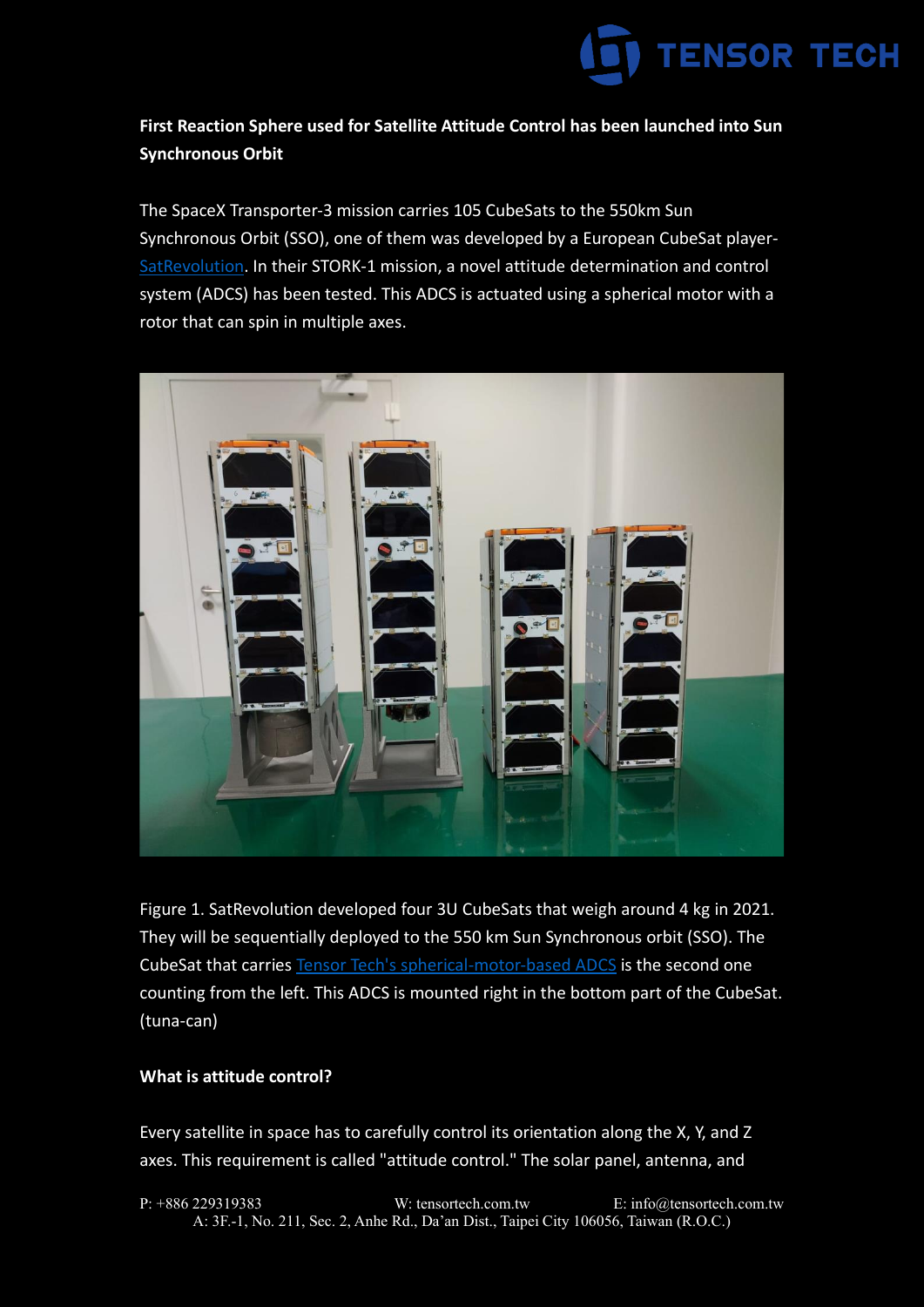**First Reaction Sphere used for Satellite Attitude Control has been launched into Sun Synchronous Orbit**

The SpaceX Transporter-3 mission carries 105 CubeSats to the 550km Sun Synchronous Orbit (SSO), one of them was developed by a European CubeSat player- SatRevolution. In their STORK-1 mission, a novel attitude determination and control system (ADCS) has been tested. This ADCS is actuated using a spherical motor with a rotor that can spin in multiple axes.

Figure 1. SatRevolution developed four 3U CubeSats that weigh around 4 kg in 2021. They will be sequentially deployed to the 550 km Sun Synchronous orbit (SSO). The CubeSat that carries Tensor Tech's spherical-motor-based ADCS is the second one counting from the left. This ADCS is mounted right in the bottom part of the CubeSat. (tuna-can)

**What is attitude control?**

Every satellite in space has to carefully control its orientation along the X, Y, and Z axes. This requirement is called "attitude control." The solar panel, antenna, and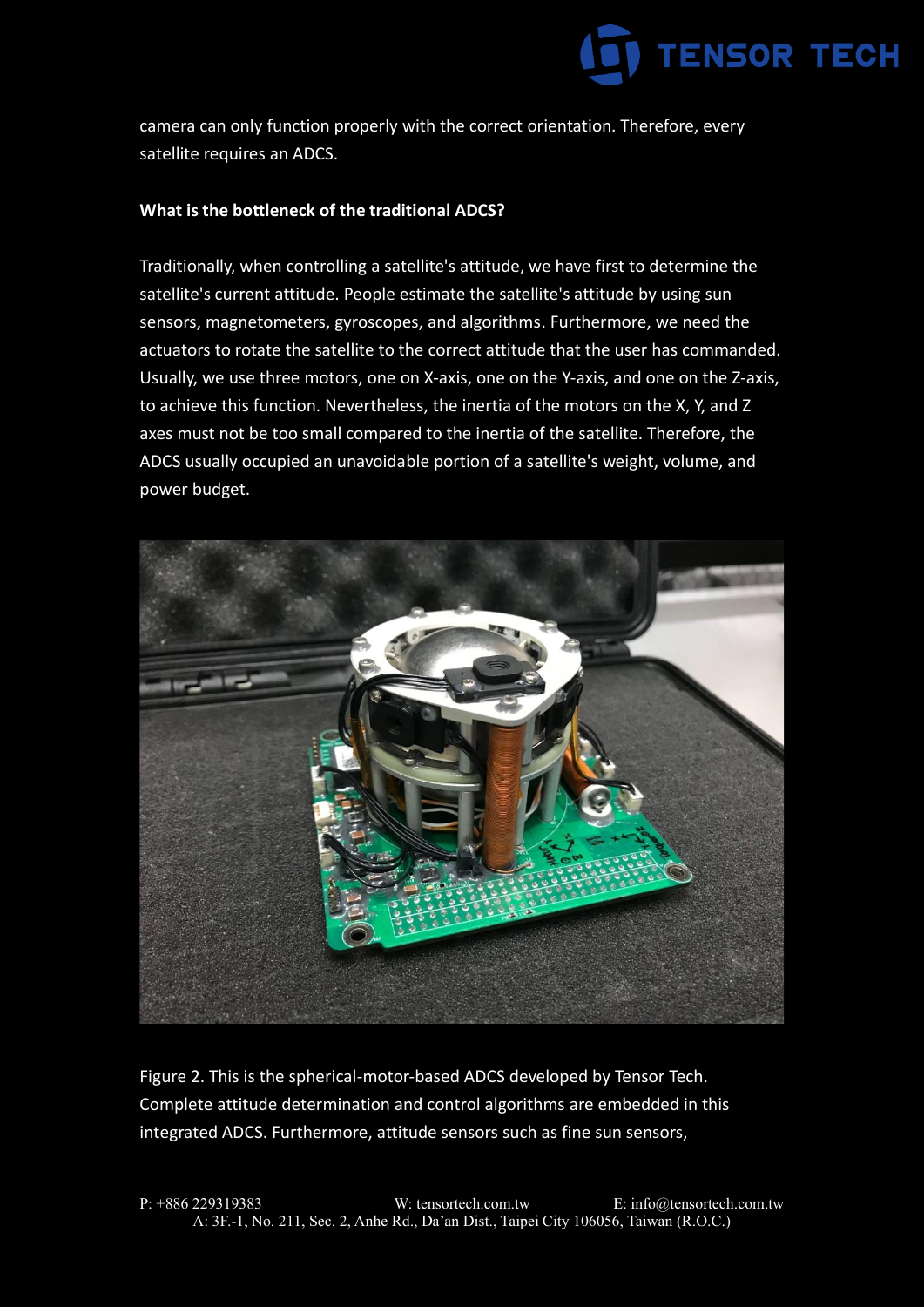camera can only function properly with the correct orientation. Therefore, every satellite requires an ADCS.

**What is the bottleneck of the traditional ADCS?**

Traditionally, when controlling a satellite's attitude, we have first to determine the satellite's current attitude. People estimate the satellite's attitude by using sun sensors, magnetometers, gyroscopes, and algorithms. Furthermore, we need the actuators to rotate the satellite to the correct attitude that the user has commanded. Usually, we use three motors, one on X-axis, one on the Y-axis, and one on the Z-axis, to achieve this function. Nevertheless, the inertia of the motors on the X, Y, and Z axes must not be too small compared to the inertia of the satellite. Therefore, the ADCS usually occupied an unavoidable portion of a satellite's weight, volume, and power budget.

Figure 2. This is the spherical-motor-based ADCS developed by Tensor Tech. Complete attitude determination and control algorithms are embedded in this integrated ADCS. Furthermore, attitude sensors such as fine sun sensors,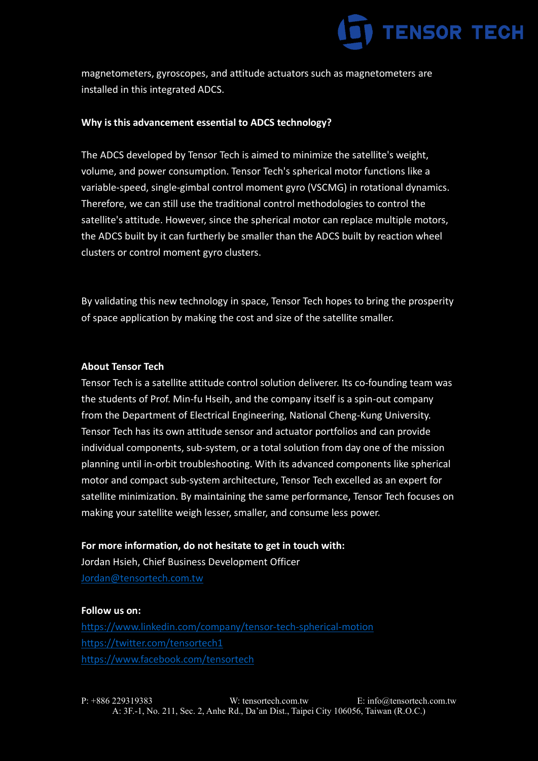magnetometers, gyroscopes, and attitude actuators such as magnetometers are installed in this integrated ADCS.

**Why is this advancement essential to ADCS technology?**

The ADCS developed by Tensor Tech is aimed to minimize the satellite's weight, volume, and power consumption. Tensor Tech's spherical motor functions like a variable-speed, single-gimbal control moment gyro (VSCMG) in rotational dynamics. Therefore, we can still use the traditional control methodologies to control the satellite's attitude. However, since the spherical motor can replace multiple motors, the ADCS built by it can furtherly be smaller than the ADCS built by reaction wheel clusters or control moment gyro clusters.

By validating this new technology in space, Tensor Tech hopes to bring the prosperity of space application by making the cost and size of the satellite smaller.

**About Tensor Tech**

Tensor Tech is a satellite attitude control solution deliverer. Its co-founding team was the students of Prof. Min-fu Hseih, and the company itself is a spin-out company from the Department of Electrical Engineering, National Cheng-Kung University. Tensor Tech has its own attitude sensor and actuator portfolios and can provide individual components, sub-system, or a total solution from day one of the mission planning until in-orbit troubleshooting. With its advanced components like spherical motor and compact sub-system architecture, Tensor Tech excelled as an expert for satellite minimization. By maintaining the same performance, Tensor Tech focuses on making your satellite weigh lesser, smaller, and consume less power.

**For more information, do not hesitate to get in touch with:**

Jordan Hsieh, Chief Business Development Officer
Jordan@tensortech.com.tw

**Follow us on:**

https://www.linkedin.com/company/tensor-tech-spherical-motion
https://twitter.com/tensortech1
https://www.facebook.com/tensortech